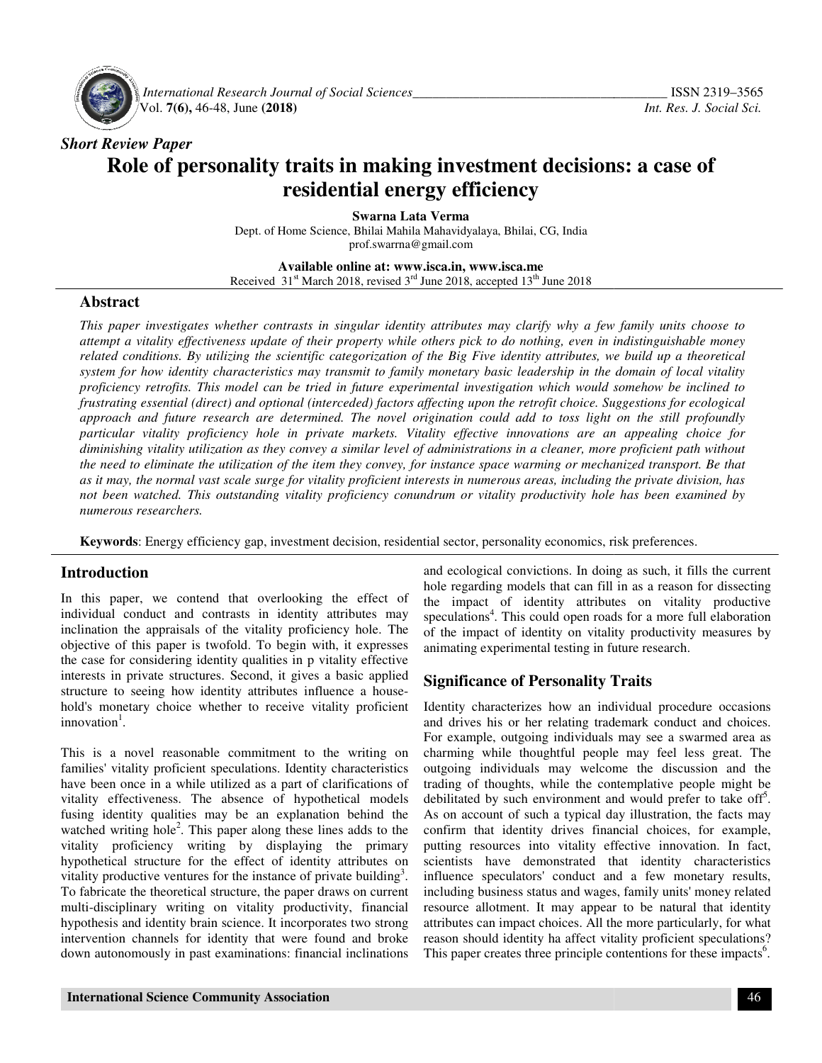*Short Review Paper*

# Role of personality traits in making investment decisions: a case of residential energy efficiency

**Swarna Lata Verma**

Dept. of Home Science, Bhilai Mahila Mahavidyalaya, Bhilai, CG, India
prof.swarrna@gmail.com

**Available online at: www.isca.in, www.isca.me**
Received 31st March 2018, revised 3rd June 2018, accepted 13th June 2018

## Abstract

*This paper investigates whether contrasts in singular identity attributes may clarify why a few family units choose to attempt a vitality effectiveness update of their property while others pick to do nothing, even in indistinguishable money related conditions. By utilizing the scientific categorization of the Big Five identity attributes, we build up a theoretical system for how identity characteristics may transmit to family monetary basic leadership in the domain of local vitality proficiency retrofits. This model can be tried in future experimental investigation which would somehow be inclined to frustrating essential (direct) and optional (interceded) factors affecting upon the retrofit choice. Suggestions for ecological approach and future research are determined. The novel origination could add to toss light on the still profoundly particular vitality proficiency hole in private markets. Vitality effective innovations are an appealing choice for diminishing vitality utilization as they convey a similar level of administrations in a cleaner, more proficient path without the need to eliminate the utilization of the item they convey, for instance space warming or mechanized transport. Be that as it may, the normal vast scale surge for vitality proficient interests in numerous areas, including the private division, has not been watched. This outstanding vitality proficiency conundrum or vitality productivity hole has been examined by numerous researchers.*

**Keywords**: Energy efficiency gap, investment decision, residential sector, personality economics, risk preferences.

## Introduction

In this paper, we contend that overlooking the effect of individual conduct and contrasts in identity attributes may inclination the appraisals of the vitality proficiency hole. The objective of this paper is twofold. To begin with, it expresses the case for considering identity qualities in p vitality effective interests in private structures. Second, it gives a basic applied structure to seeing how identity attributes influence a household's monetary choice whether to receive vitality proficient innovation[1].

This is a novel reasonable commitment to the writing on families' vitality proficient speculations. Identity characteristics have been once in a while utilized as a part of clarifications of vitality effectiveness. The absence of hypothetical models fusing identity qualities may be an explanation behind the watched writing hole[2]. This paper along these lines adds to the vitality proficiency writing by displaying the primary hypothetical structure for the effect of identity attributes on vitality productive ventures for the instance of private building[3]. To fabricate the theoretical structure, the paper draws on current multi-disciplinary writing on vitality productivity, financial hypothesis and identity brain science. It incorporates two strong intervention channels for identity that were found and broke down autonomously in past examinations: financial inclinations and ecological convictions. In doing as such, it fills the current hole regarding models that can fill in as a reason for dissecting the impact of identity attributes on vitality productive speculations[4]. This could open roads for a more full elaboration of the impact of identity on vitality productivity measures by animating experimental testing in future research.

## Significance of Personality Traits

Identity characterizes how an individual procedure occasions and drives his or her relating trademark conduct and choices. For example, outgoing individuals may see a swarmed area as charming while thoughtful people may feel less great. The outgoing individuals may welcome the discussion and the trading of thoughts, while the contemplative people might be debilitated by such environment and would prefer to take off[5]. As on account of such a typical day illustration, the facts may confirm that identity drives financial choices, for example, putting resources into vitality effective innovation. In fact, scientists have demonstrated that identity characteristics influence speculators' conduct and a few monetary results, including business status and wages, family units' money related resource allotment. It may appear to be natural that identity attributes can impact choices. All the more particularly, for what reason should identity ha affect vitality proficient speculations? This paper creates three principle contentions for these impacts[6].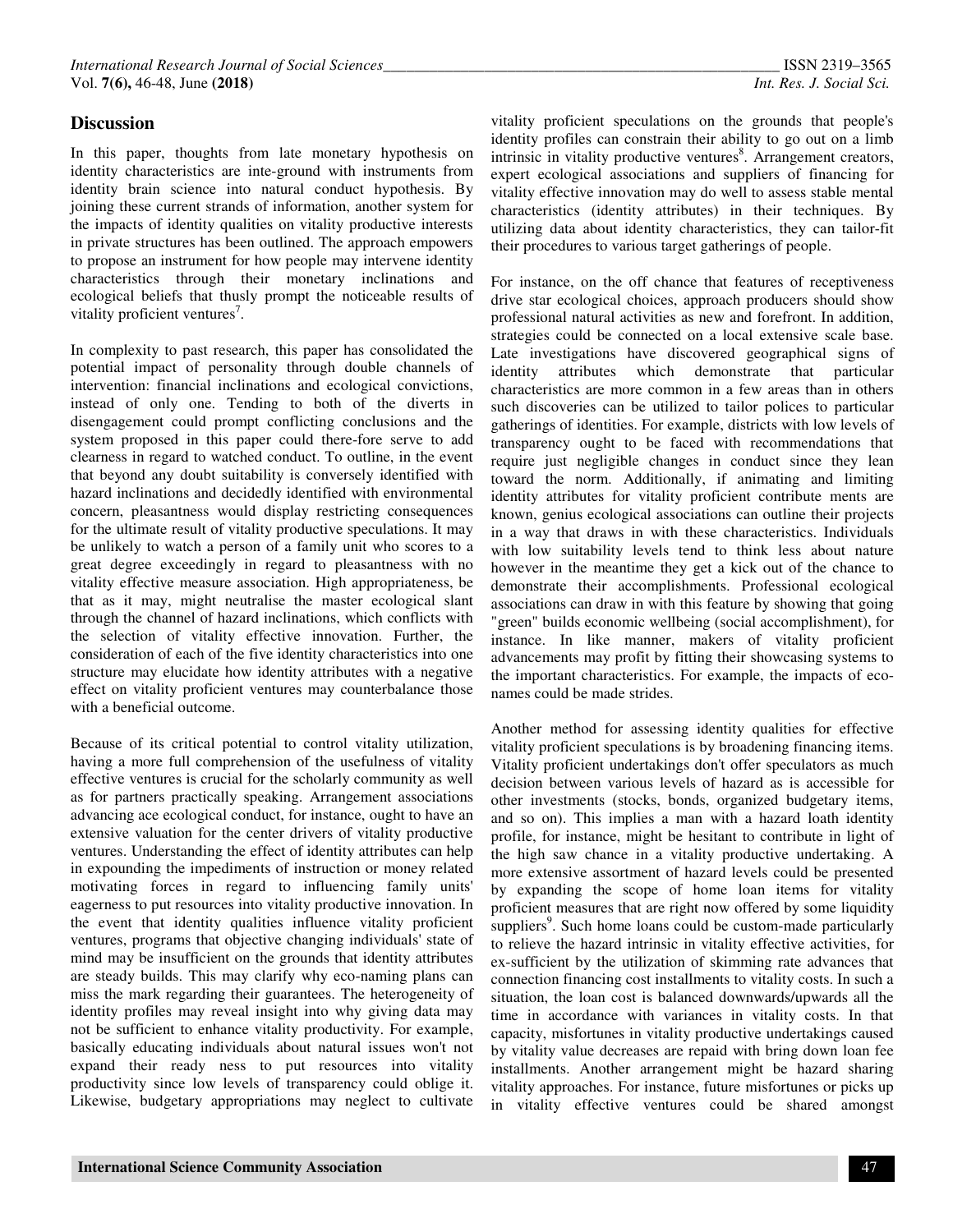## Discussion

In this paper, thoughts from late monetary hypothesis on identity characteristics are inte-ground with instruments from identity brain science into natural conduct hypothesis. By joining these current strands of information, another system for the impacts of identity qualities on vitality productive interests in private structures has been outlined. The approach empowers to propose an instrument for how people may intervene identity characteristics through their monetary inclinations and ecological beliefs that thusly prompt the noticeable results of vitality proficient ventures[7].

In complexity to past research, this paper has consolidated the potential impact of personality through double channels of intervention: financial inclinations and ecological convictions, instead of only one. Tending to both of the diverts in disengagement could prompt conflicting conclusions and the system proposed in this paper could there-fore serve to add clearness in regard to watched conduct. To outline, in the event that beyond any doubt suitability is conversely identified with hazard inclinations and decidedly identified with environmental concern, pleasantness would display restricting consequences for the ultimate result of vitality productive speculations. It may be unlikely to watch a person of a family unit who scores to a great degree exceedingly in regard to pleasantness with no vitality effective measure association. High appropriateness, be that as it may, might neutralise the master ecological slant through the channel of hazard inclinations, which conflicts with the selection of vitality effective innovation. Further, the consideration of each of the five identity characteristics into one structure may elucidate how identity attributes with a negative effect on vitality proficient ventures may counterbalance those with a beneficial outcome.

Because of its critical potential to control vitality utilization, having a more full comprehension of the usefulness of vitality effective ventures is crucial for the scholarly community as well as for partners practically speaking. Arrangement associations advancing ace ecological conduct, for instance, ought to have an extensive valuation for the center drivers of vitality productive ventures. Understanding the effect of identity attributes can help in expounding the impediments of instruction or money related motivating forces in regard to influencing family units' eagerness to put resources into vitality productive innovation. In the event that identity qualities influence vitality proficient ventures, programs that objective changing individuals' state of mind may be insufficient on the grounds that identity attributes are steady builds. This may clarify why eco-naming plans can miss the mark regarding their guarantees. The heterogeneity of identity profiles may reveal insight into why giving data may not be sufficient to enhance vitality productivity. For example, basically educating individuals about natural issues won't not expand their ready ness to put resources into vitality productivity since low levels of transparency could oblige it. Likewise, budgetary appropriations may neglect to cultivate vitality proficient speculations on the grounds that people's identity profiles can constrain their ability to go out on a limb intrinsic in vitality productive ventures[8]. Arrangement creators, expert ecological associations and suppliers of financing for vitality effective innovation may do well to assess stable mental characteristics (identity attributes) in their techniques. By utilizing data about identity characteristics, they can tailor-fit their procedures to various target gatherings of people.

For instance, on the off chance that features of receptiveness drive star ecological choices, approach producers should show professional natural activities as new and forefront. In addition, strategies could be connected on a local extensive scale base. Late investigations have discovered geographical signs of identity attributes which demonstrate that particular characteristics are more common in a few areas than in others such discoveries can be utilized to tailor polices to particular gatherings of identities. For example, districts with low levels of transparency ought to be faced with recommendations that require just negligible changes in conduct since they lean toward the norm. Additionally, if animating and limiting identity attributes for vitality proficient contribute ments are known, genius ecological associations can outline their projects in a way that draws in with these characteristics. Individuals with low suitability levels tend to think less about nature however in the meantime they get a kick out of the chance to demonstrate their accomplishments. Professional ecological associations can draw in with this feature by showing that going "green" builds economic wellbeing (social accomplishment), for instance. In like manner, makers of vitality proficient advancements may profit by fitting their showcasing systems to the important characteristics. For example, the impacts of eco-names could be made strides.

Another method for assessing identity qualities for effective vitality proficient speculations is by broadening financing items. Vitality proficient undertakings don't offer speculators as much decision between various levels of hazard as is accessible for other investments (stocks, bonds, organized budgetary items, and so on). This implies a man with a hazard loath identity profile, for instance, might be hesitant to contribute in light of the high saw chance in a vitality productive undertaking. A more extensive assortment of hazard levels could be presented by expanding the scope of home loan items for vitality proficient measures that are right now offered by some liquidity suppliers[9]. Such home loans could be custom-made particularly to relieve the hazard intrinsic in vitality effective activities, for ex-sufficient by the utilization of skimming rate advances that connection financing cost installments to vitality costs. In such a situation, the loan cost is balanced downwards/upwards all the time in accordance with variances in vitality costs. In that capacity, misfortunes in vitality productive undertakings caused by vitality value decreases are repaid with bring down loan fee installments. Another arrangement might be hazard sharing vitality approaches. For instance, future misfortunes or picks up in vitality effective ventures could be shared amongst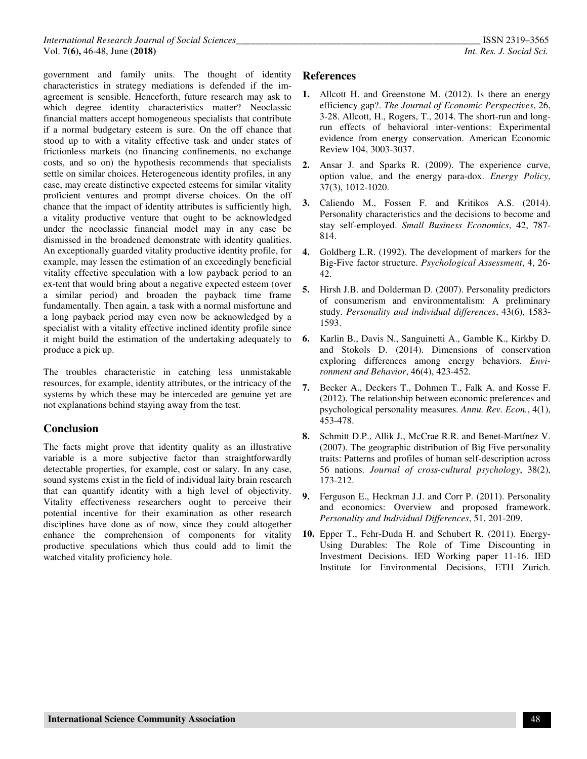government and family units. The thought of identity characteristics in strategy mediations is defended if the im-agreement is sensible. Henceforth, future research may ask to which degree identity characteristics matter? Neoclassic financial matters accept homogeneous specialists that contribute if a normal budgetary esteem is sure. On the off chance that stood up to with a vitality effective task and under states of frictionless markets (no financing confinements, no exchange costs, and so on) the hypothesis recommends that specialists settle on similar choices. Heterogeneous identity profiles, in any case, may create distinctive expected esteems for similar vitality proficient ventures and prompt diverse choices. On the off chance that the impact of identity attributes is sufficiently high, a vitality productive venture that ought to be acknowledged under the neoclassic financial model may in any case be dismissed in the broadened demonstrate with identity qualities. An exceptionally guarded vitality productive identity profile, for example, may lessen the estimation of an exceedingly beneficial vitality effective speculation with a low payback period to an ex-tent that would bring about a negative expected esteem (over a similar period) and broaden the payback time frame fundamentally. Then again, a task with a normal misfortune and a long payback period may even now be acknowledged by a specialist with a vitality effective inclined identity profile since it might build the estimation of the undertaking adequately to produce a pick up.

The troubles characteristic in catching less unmistakable resources, for example, identity attributes, or the intricacy of the systems by which these may be interceded are genuine yet are not explanations behind staying away from the test.

## Conclusion

The facts might prove that identity quality as an illustrative variable is a more subjective factor than straightforwardly detectable properties, for example, cost or salary. In any case, sound systems exist in the field of individual laity brain research that can quantify identity with a high level of objectivity. Vitality effectiveness researchers ought to perceive their potential incentive for their examination as other research disciplines have done as of now, since they could altogether enhance the comprehension of components for vitality productive speculations which thus could add to limit the watched vitality proficiency hole.

## References

1. Allcott H. and Greenstone M. (2012). Is there an energy efficiency gap?. *The Journal of Economic Perspectives*, 26, 3-28. Allcott, H., Rogers, T., 2014. The short-run and long-run effects of behavioral inter-ventions: Experimental evidence from energy conservation. American Economic Review 104, 3003-3037.
2. Ansar J. and Sparks R. (2009). The experience curve, option value, and the energy para-dox. *Energy Policy*, 37(3), 1012-1020.
3. Caliendo M., Fossen F. and Kritikos A.S. (2014). Personality characteristics and the decisions to become and stay self-employed. *Small Business Economics*, 42, 787-814.
4. Goldberg L.R. (1992). The development of markers for the Big-Five factor structure. *Psychological Assessment*, 4, 26-42.
5. Hirsh J.B. and Dolderman D. (2007). Personality predictors of consumerism and environmentalism: A preliminary study. *Personality and individual differences*, 43(6), 1583-1593.
6. Karlin B., Davis N., Sanguinetti A., Gamble K., Kirkby D. and Stokols D. (2014). Dimensions of conservation exploring differences among energy behaviors. *Environment and Behavior*, 46(4), 423-452.
7. Becker A., Deckers T., Dohmen T., Falk A. and Kosse F. (2012). The relationship between economic preferences and psychological personality measures. *Annu. Rev. Econ.*, 4(1), 453-478.
8. Schmitt D.P., Allik J., McCrae R.R. and Benet-Martínez V. (2007). The geographic distribution of Big Five personality traits: Patterns and profiles of human self-description across 56 nations. *Journal of cross-cultural psychology*, 38(2), 173-212.
9. Ferguson E., Heckman J.J. and Corr P. (2011). Personality and economics: Overview and proposed framework. *Personality and Individual Differences*, 51, 201-209.
10. Epper T., Fehr-Duda H. and Schubert R. (2011). Energy-Using Durables: The Role of Time Discounting in Investment Decisions. IED Working paper 11-16. IED Institute for Environmental Decisions, ETH Zurich.